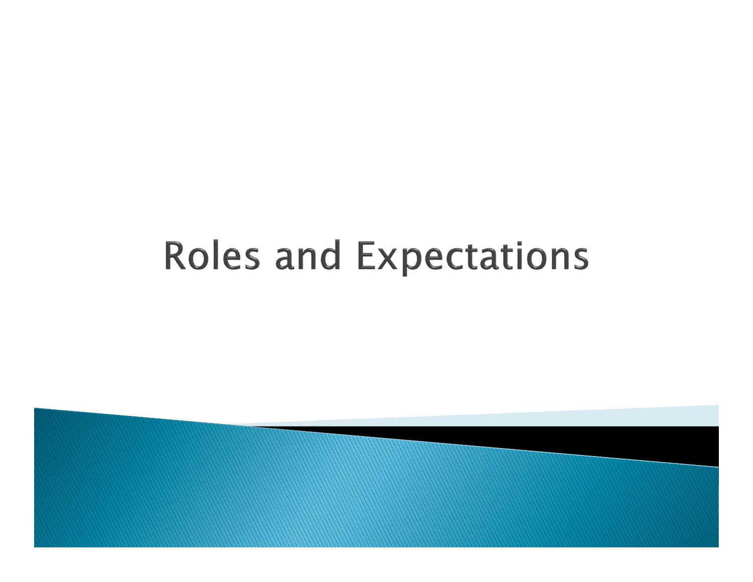# Roles and Expectations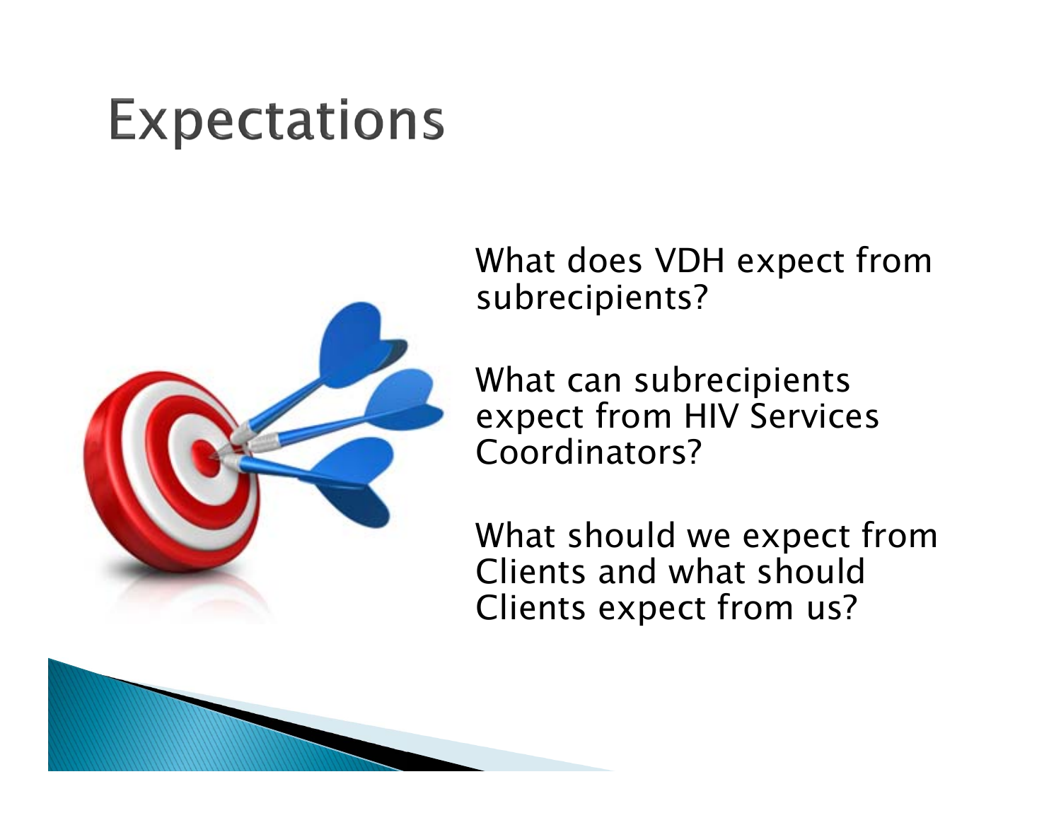# Expectations

What does VDH expect from subrecipients?

What can subrecipients expect from HIV Services Coordinators?

What should we expect from Clients and what should Clients expect from us?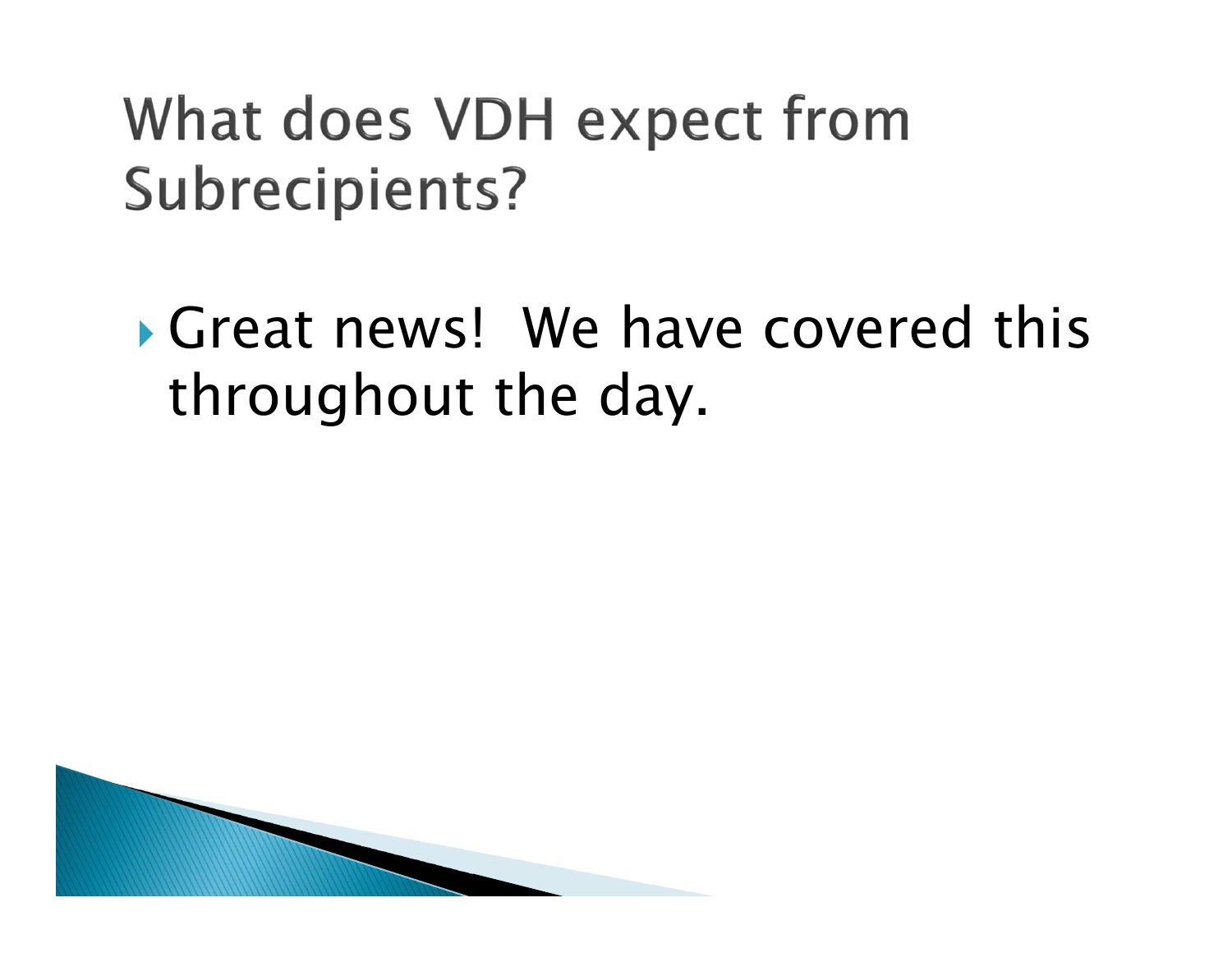# What does VDH expect from Subrecipients?

- Great news! We have covered this throughout the day.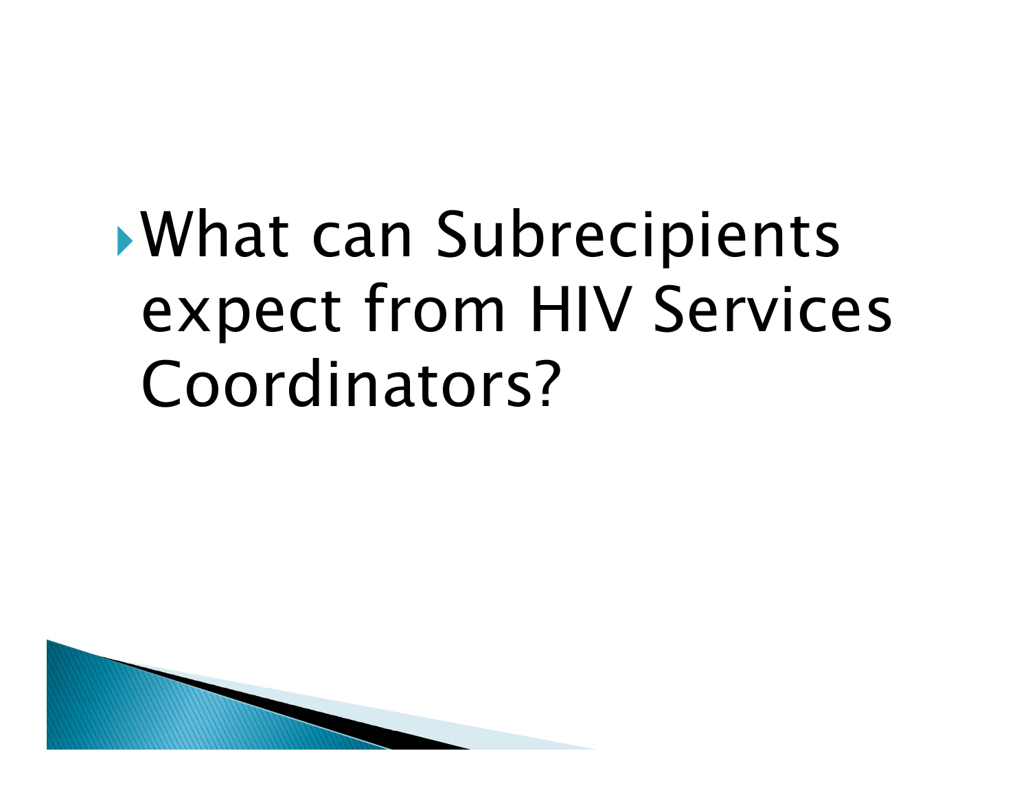- What can Subrecipients expect from HIV Services Coordinators?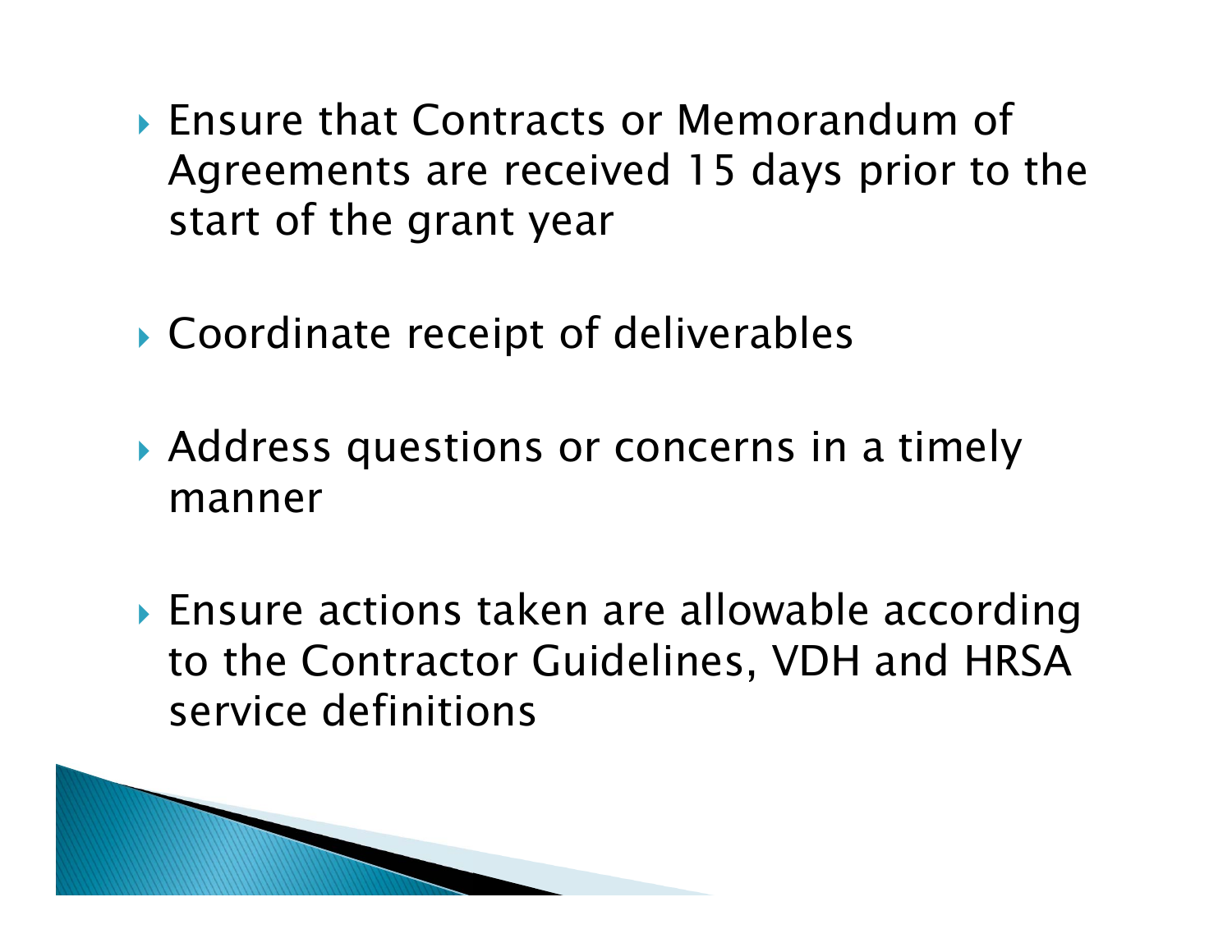- Ensure that Contracts or Memorandum of Agreements are received 15 days prior to the start of the grant year

- Coordinate receipt of deliverables

- Address questions or concerns in a timely manner

- Ensure actions taken are allowable according to the Contractor Guidelines, VDH and HRSA service definitions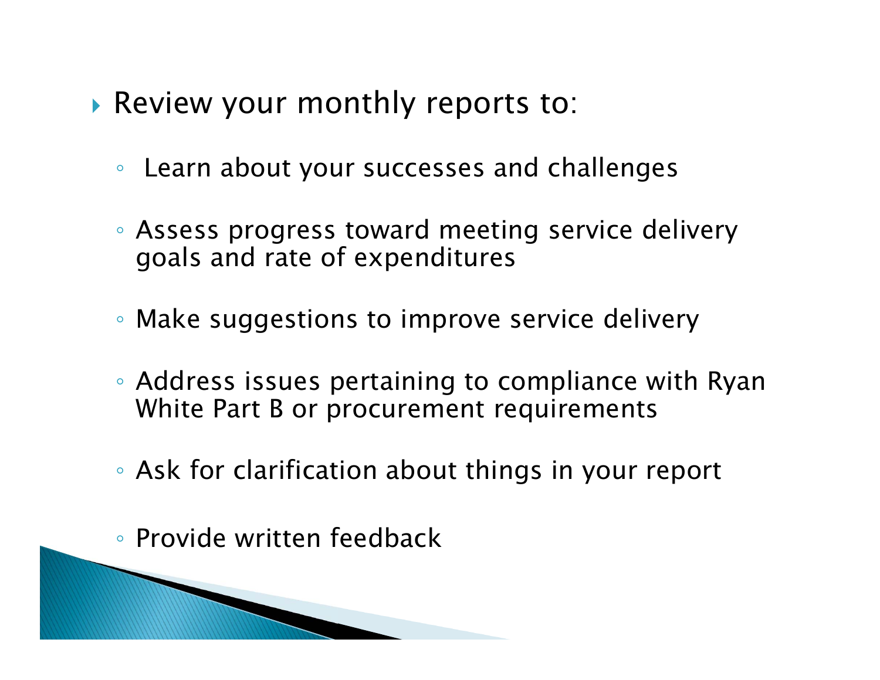- Review your monthly reports to:
  - Learn about your successes and challenges
  - Assess progress toward meeting service delivery goals and rate of expenditures
  - Make suggestions to improve service delivery
  - Address issues pertaining to compliance with Ryan White Part B or procurement requirements
  - Ask for clarification about things in your report
  - Provide written feedback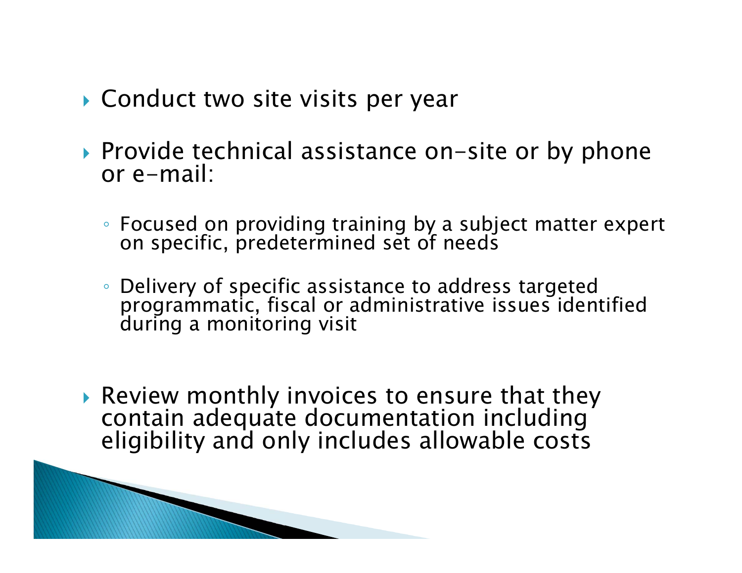- Conduct two site visits per year
- Provide technical assistance on-site or by phone or e-mail:
  - Focused on providing training by a subject matter expert on specific, predetermined set of needs
  - Delivery of specific assistance to address targeted programmatic, fiscal or administrative issues identified during a monitoring visit
- Review monthly invoices to ensure that they contain adequate documentation including eligibility and only includes allowable costs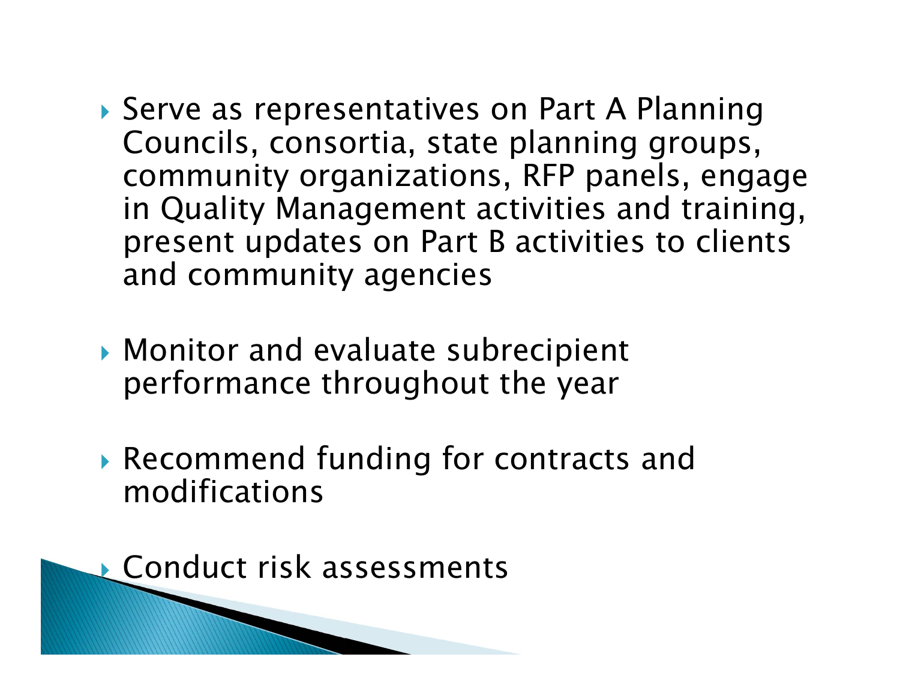- Serve as representatives on Part A Planning Councils, consortia, state planning groups, community organizations, RFP panels, engage in Quality Management activities and training, present updates on Part B activities to clients and community agencies

- Monitor and evaluate subrecipient performance throughout the year

- Recommend funding for contracts and modifications

- Conduct risk assessments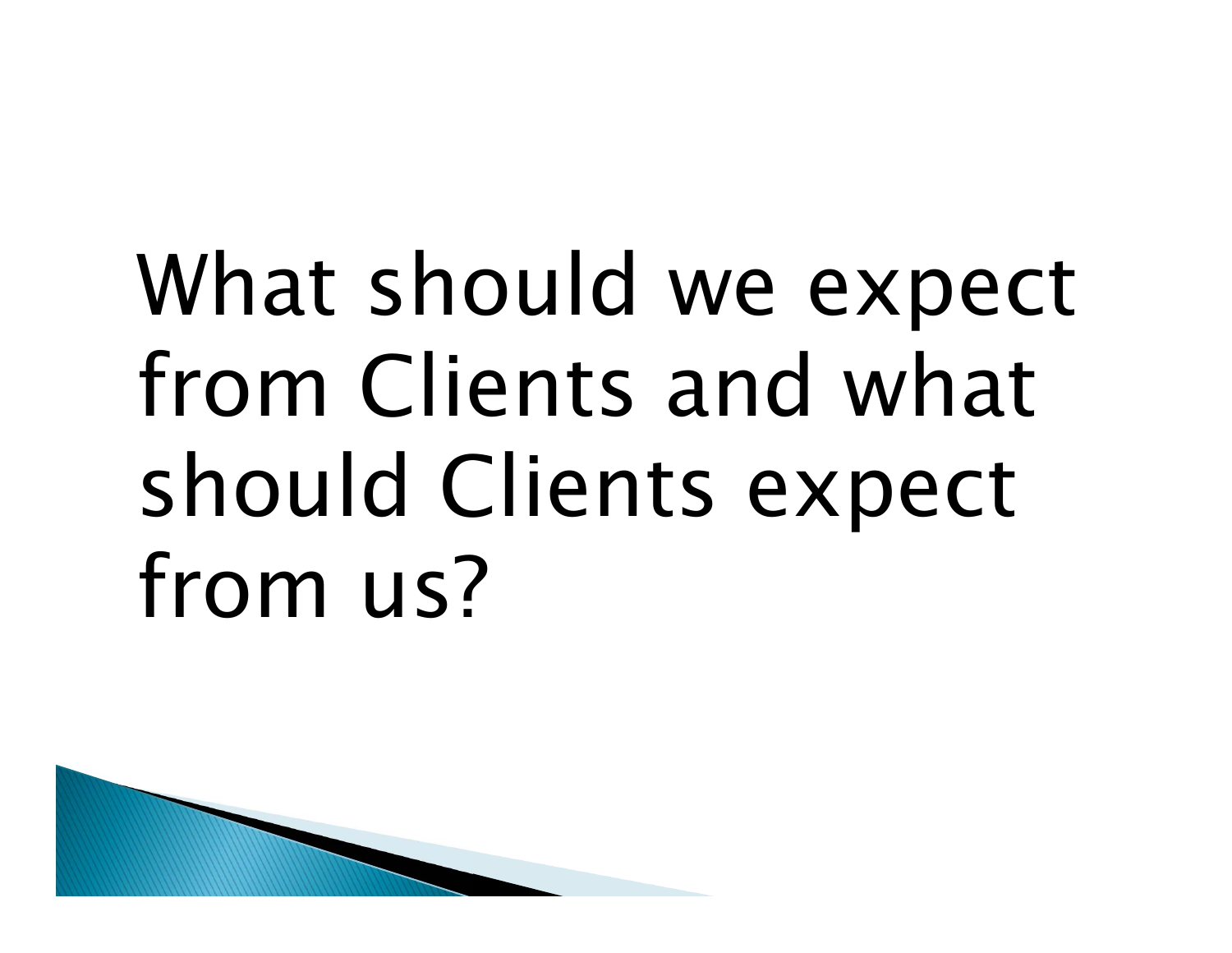# What should we expect from Clients and what should Clients expect from us?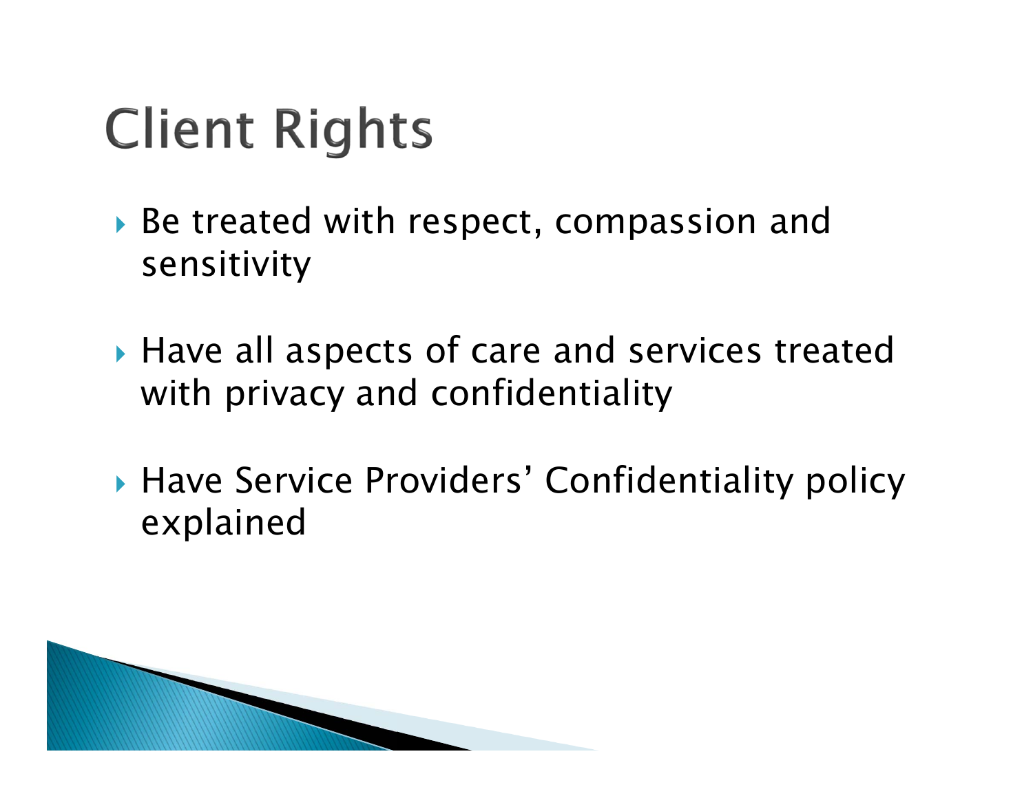# Client Rights

- Be treated with respect, compassion and sensitivity
- Have all aspects of care and services treated with privacy and confidentiality
- Have Service Providers' Confidentiality policy explained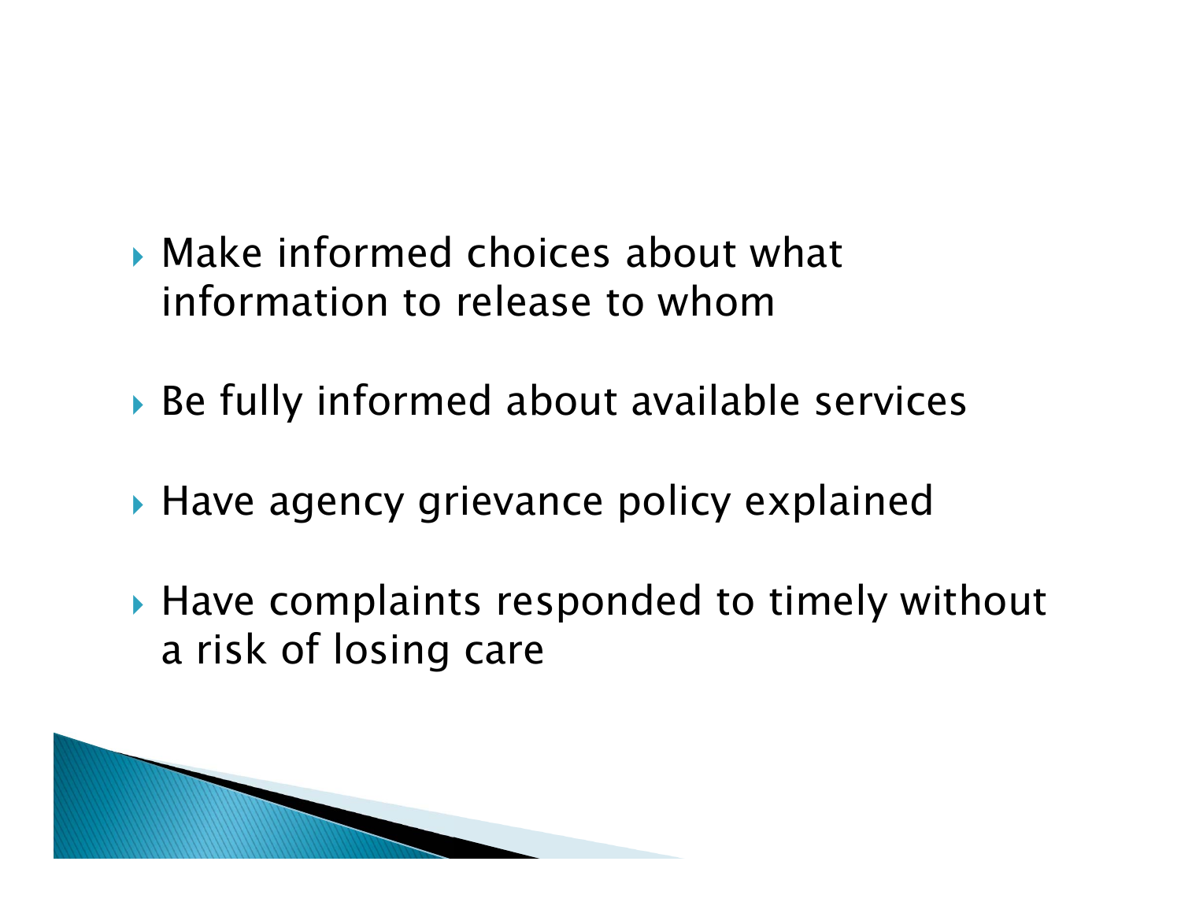- Make informed choices about what information to release to whom

- Be fully informed about available services

- Have agency grievance policy explained

- Have complaints responded to timely without a risk of losing care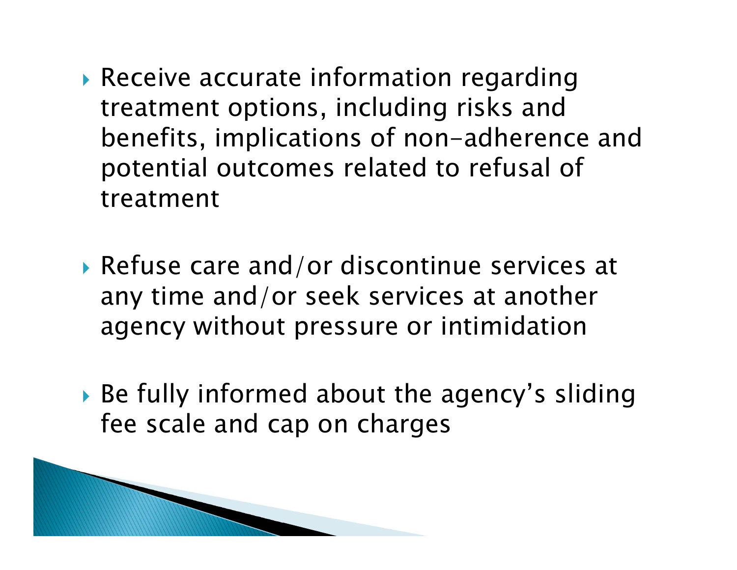- Receive accurate information regarding treatment options, including risks and benefits, implications of non-adherence and potential outcomes related to refusal of treatment

- Refuse care and/or discontinue services at any time and/or seek services at another agency without pressure or intimidation

- Be fully informed about the agency's sliding fee scale and cap on charges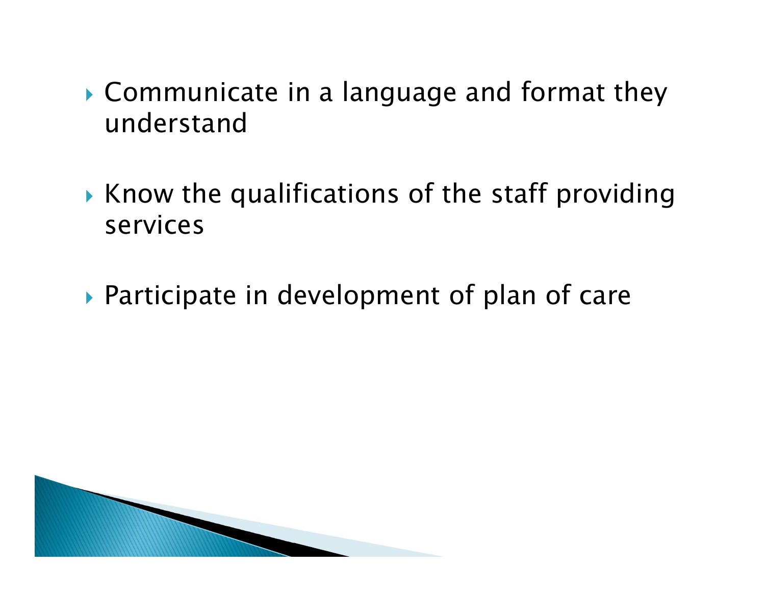- Communicate in a language and format they understand

- Know the qualifications of the staff providing services

- Participate in development of plan of care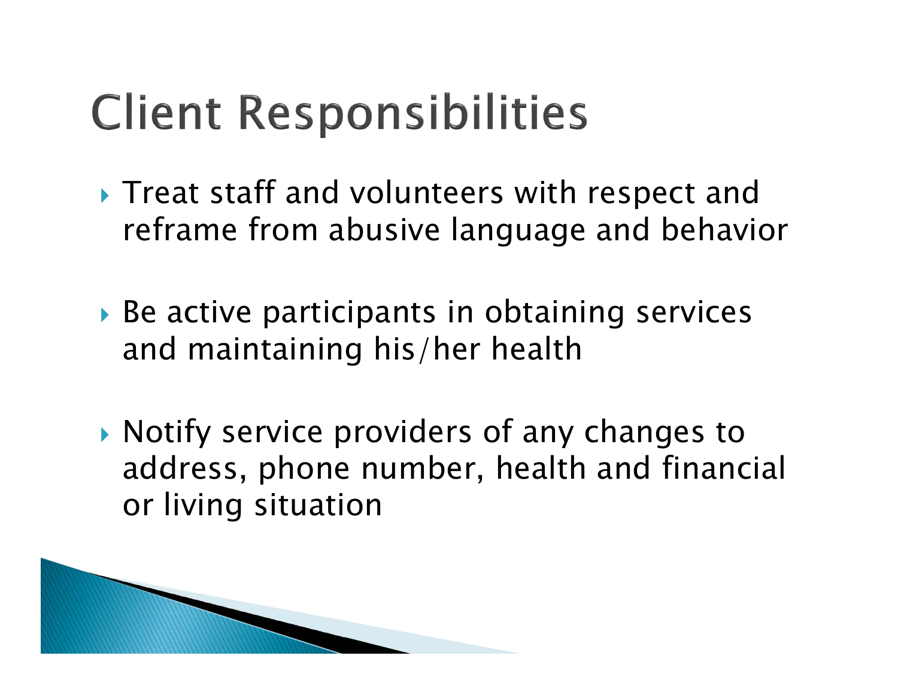# Client Responsibilities

- Treat staff and volunteers with respect and reframe from abusive language and behavior
- Be active participants in obtaining services and maintaining his/her health
- Notify service providers of any changes to address, phone number, health and financial or living situation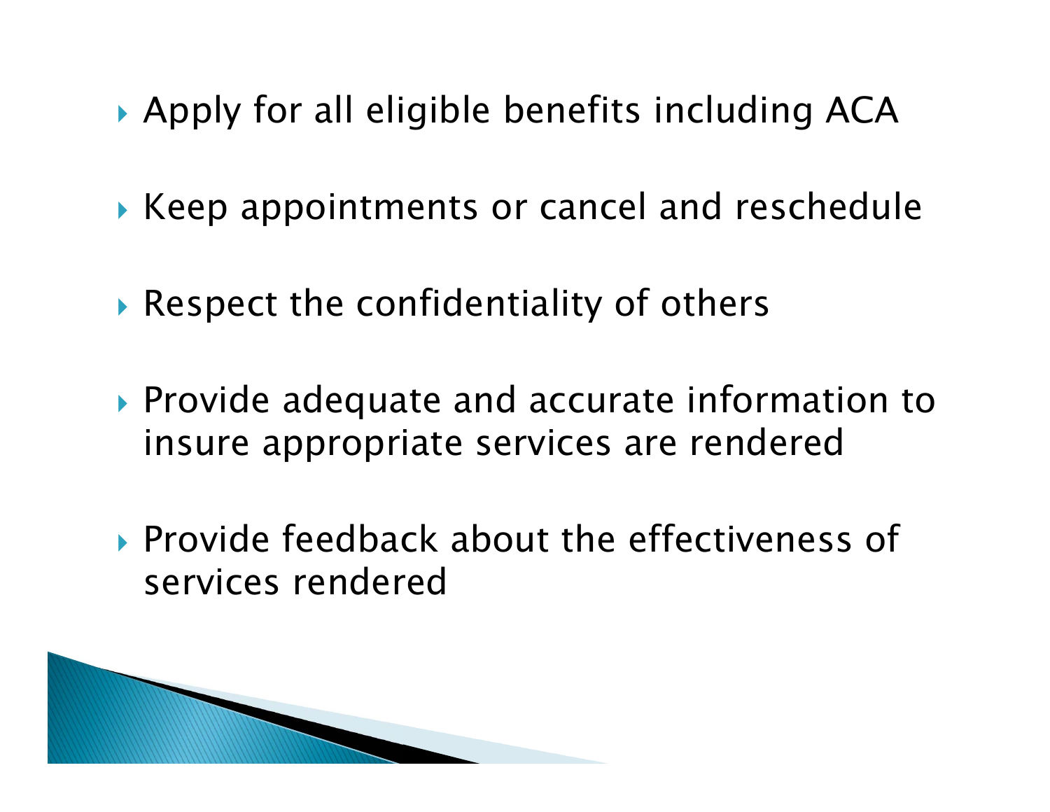- Apply for all eligible benefits including ACA
- Keep appointments or cancel and reschedule
- Respect the confidentiality of others
- Provide adequate and accurate information to insure appropriate services are rendered
- Provide feedback about the effectiveness of services rendered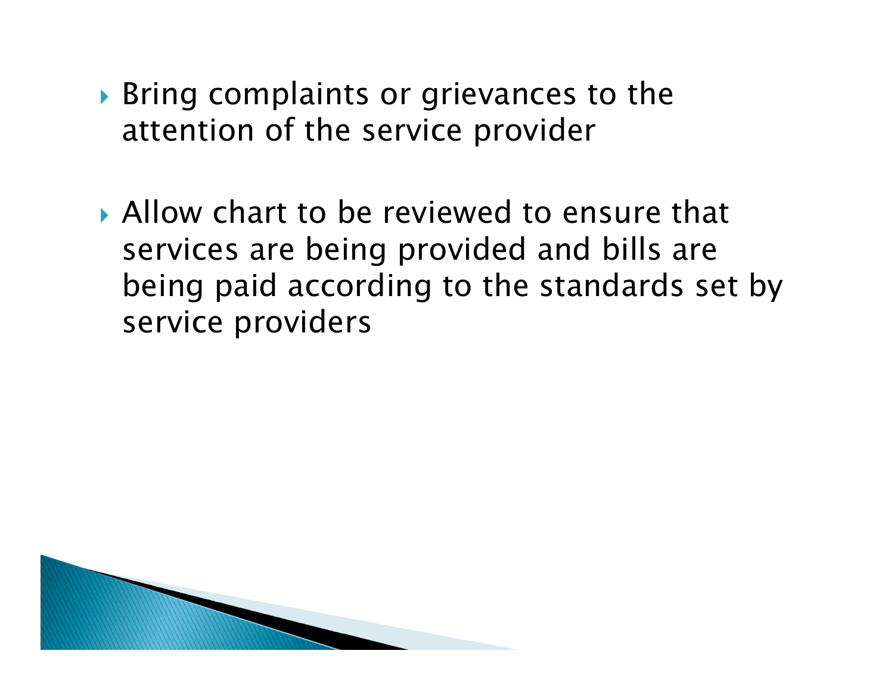- Bring complaints or grievances to the attention of the service provider
- Allow chart to be reviewed to ensure that services are being provided and bills are being paid according to the standards set by service providers